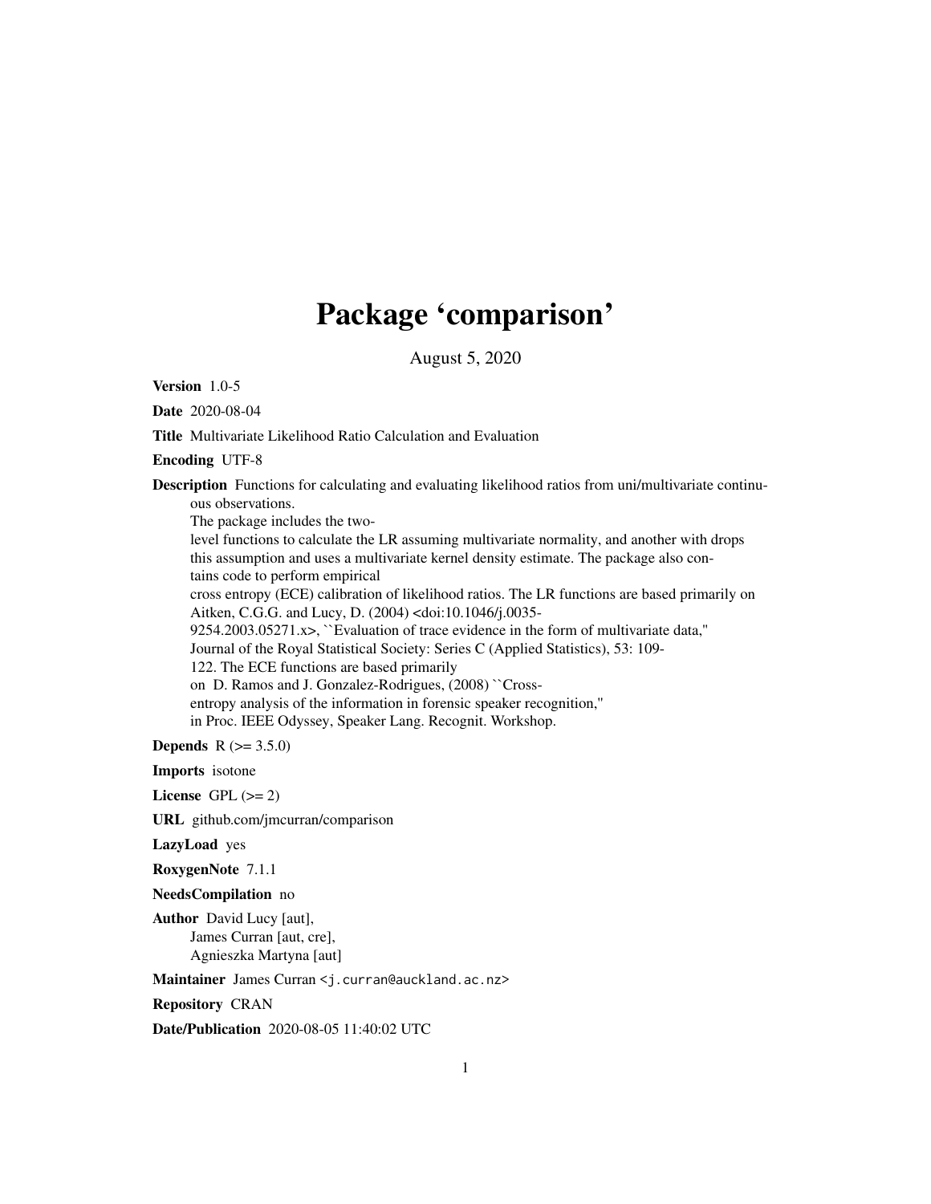# Package 'comparison'

August 5, 2020

**Version** 1.0-5

**Date** 2020-08-04

**Title** Multivariate Likelihood Ratio Calculation and Evaluation

**Encoding** UTF-8

**Description** Functions for calculating and evaluating likelihood ratios from uni/multivariate continuous observations.
The package includes the two-level functions to calculate the LR assuming multivariate normality, and another with drops this assumption and uses a multivariate kernel density estimate. The package also contains code to perform empirical cross entropy (ECE) calibration of likelihood ratios. The LR functions are based primarily on Aitken, C.G.G. and Lucy, D. (2004) <doi:10.1046/j.0035-9254.2003.05271.x>, ``Evaluation of trace evidence in the form of multivariate data,'' Journal of the Royal Statistical Society: Series C (Applied Statistics), 53: 109-122. The ECE functions are based primarily on D. Ramos and J. Gonzalez-Rodrigues, (2008) ``Cross-entropy analysis of the information in forensic speaker recognition,'' in Proc. IEEE Odyssey, Speaker Lang. Recognit. Workshop.

**Depends** R (>= 3.5.0)

**Imports** isotone

**License** GPL (>= 2)

**URL** github.com/jmcurran/comparison

**LazyLoad** yes

**RoxygenNote** 7.1.1

**NeedsCompilation** no

**Author** David Lucy [aut],
James Curran [aut, cre],
Agnieszka Martyna [aut]

**Maintainer** James Curran <j.curran@auckland.ac.nz>

**Repository** CRAN

**Date/Publication** 2020-08-05 11:40:02 UTC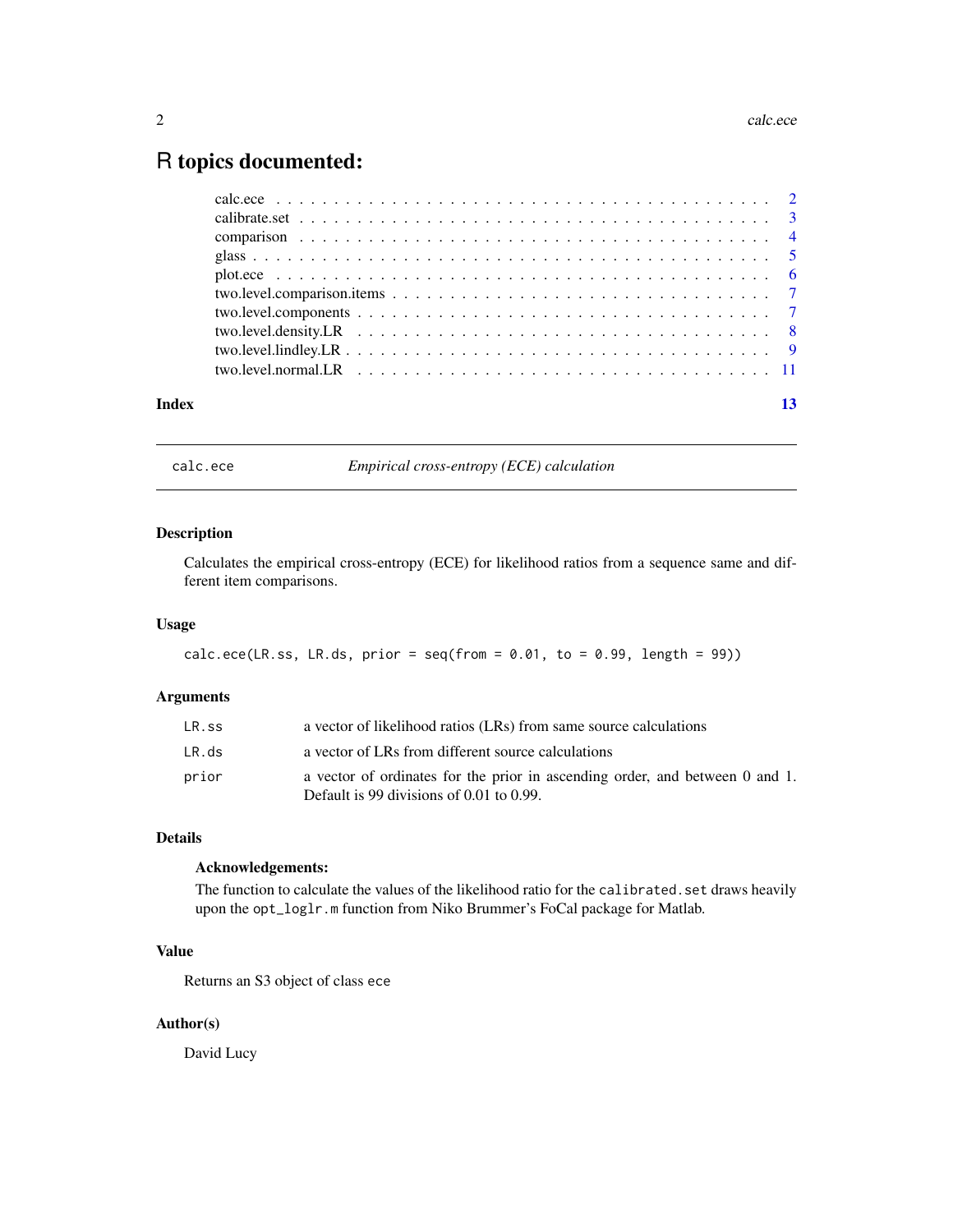# R topics documented:

calc.ece . . . . . . . . . . . . . . . . . . . . . . . . . . . . . . . . . . . . . . . . 2
calibrate.set . . . . . . . . . . . . . . . . . . . . . . . . . . . . . . . . . . . . . . 3
comparison . . . . . . . . . . . . . . . . . . . . . . . . . . . . . . . . . . . . . . . 4
glass . . . . . . . . . . . . . . . . . . . . . . . . . . . . . . . . . . . . . . . . . . 5
plot.ece . . . . . . . . . . . . . . . . . . . . . . . . . . . . . . . . . . . . . . . . 6
two.level.comparison.items . . . . . . . . . . . . . . . . . . . . . . . . . . . . . . 7
two.level.components . . . . . . . . . . . . . . . . . . . . . . . . . . . . . . . . . 7
two.level.density.LR . . . . . . . . . . . . . . . . . . . . . . . . . . . . . . . . . 8
two.level.lindley.LR . . . . . . . . . . . . . . . . . . . . . . . . . . . . . . . . . 9
two.level.normal.LR . . . . . . . . . . . . . . . . . . . . . . . . . . . . . . . . . 11

**Index** **13**

---

## calc.ece — *Empirical cross-entropy (ECE) calculation*

### Description

Calculates the empirical cross-entropy (ECE) for likelihood ratios from a sequence same and different item comparisons.

### Usage

```
calc.ece(LR.ss, LR.ds, prior = seq(from = 0.01, to = 0.99, length = 99))
```

### Arguments

| | |
|---|---|
| `LR.ss` | a vector of likelihood ratios (LRs) from same source calculations |
| `LR.ds` | a vector of LRs from different source calculations |
| `prior` | a vector of ordinates for the prior in ascending order, and between 0 and 1. Default is 99 divisions of 0.01 to 0.99. |

### Details

**Acknowledgements:**

The function to calculate the values of the likelihood ratio for the `calibrated.set` draws heavily upon the `opt_loglr.m` function from Niko Brummer's FoCal package for Matlab.

### Value

Returns an S3 object of class `ece`

### Author(s)

David Lucy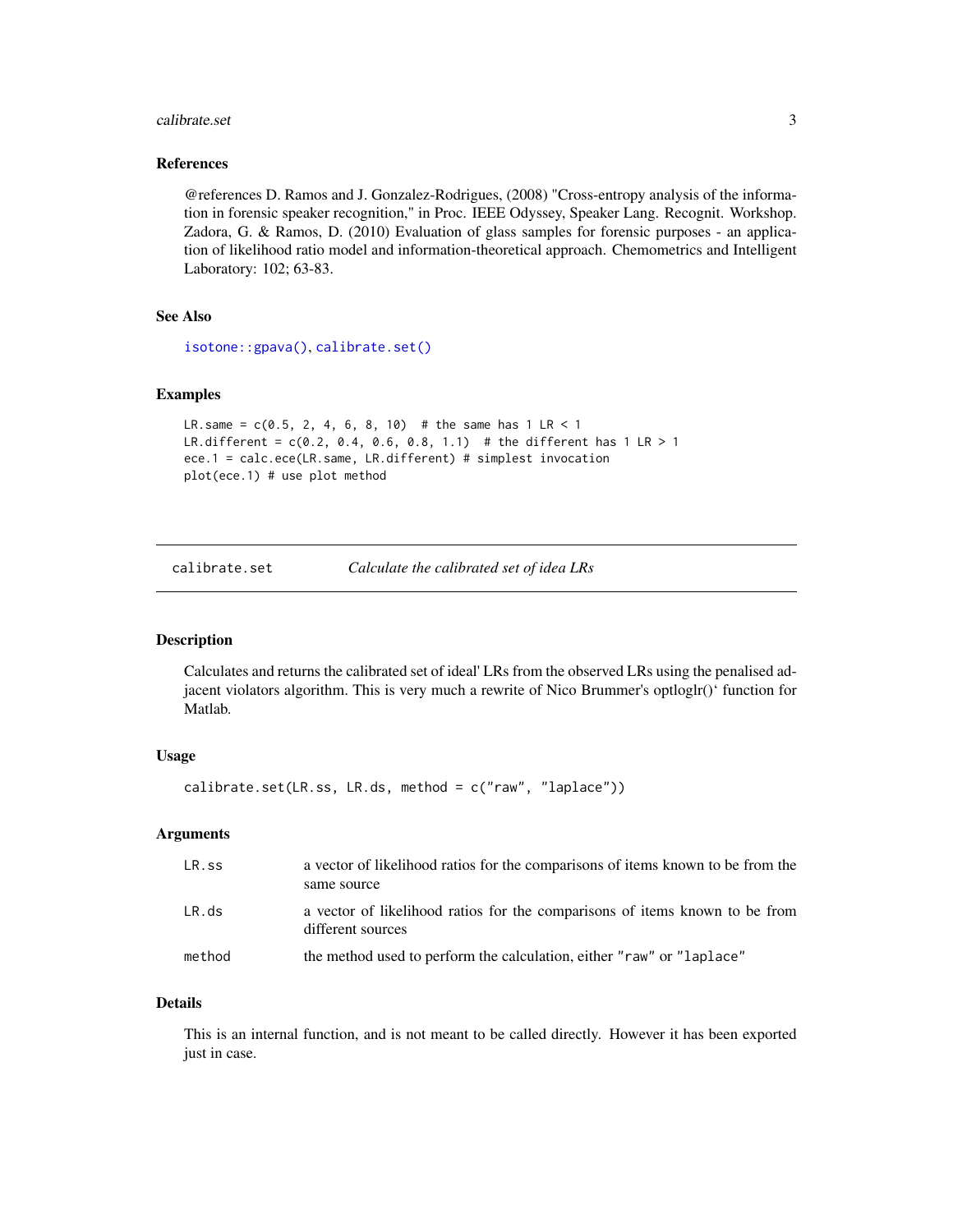### References

@references D. Ramos and J. Gonzalez-Rodrigues, (2008) "Cross-entropy analysis of the information in forensic speaker recognition," in Proc. IEEE Odyssey, Speaker Lang. Recognit. Workshop. Zadora, G. & Ramos, D. (2010) Evaluation of glass samples for forensic purposes - an application of likelihood ratio model and information-theoretical approach. Chemometrics and Intelligent Laboratory: 102; 63-83.

### See Also

isotone::gpava(), calibrate.set()

### Examples

```
LR.same = c(0.5, 2, 4, 6, 8, 10)  # the same has 1 LR < 1
LR.different = c(0.2, 0.4, 0.6, 0.8, 1.1)  # the different has 1 LR > 1
ece.1 = calc.ece(LR.same, LR.different) # simplest invocation
plot(ece.1) # use plot method
```

---

## calibrate.set — *Calculate the calibrated set of idea LRs*

### Description

Calculates and returns the calibrated set of ideal' LRs from the observed LRs using the penalised adjacent violators algorithm. This is very much a rewrite of Nico Brummer's optloglr()‘ function for Matlab.

### Usage

```
calibrate.set(LR.ss, LR.ds, method = c("raw", "laplace"))
```

### Arguments

| | |
|---|---|
| LR.ss | a vector of likelihood ratios for the comparisons of items known to be from the same source |
| LR.ds | a vector of likelihood ratios for the comparisons of items known to be from different sources |
| method | the method used to perform the calculation, either "raw" or "laplace" |

### Details

This is an internal function, and is not meant to be called directly. However it has been exported just in case.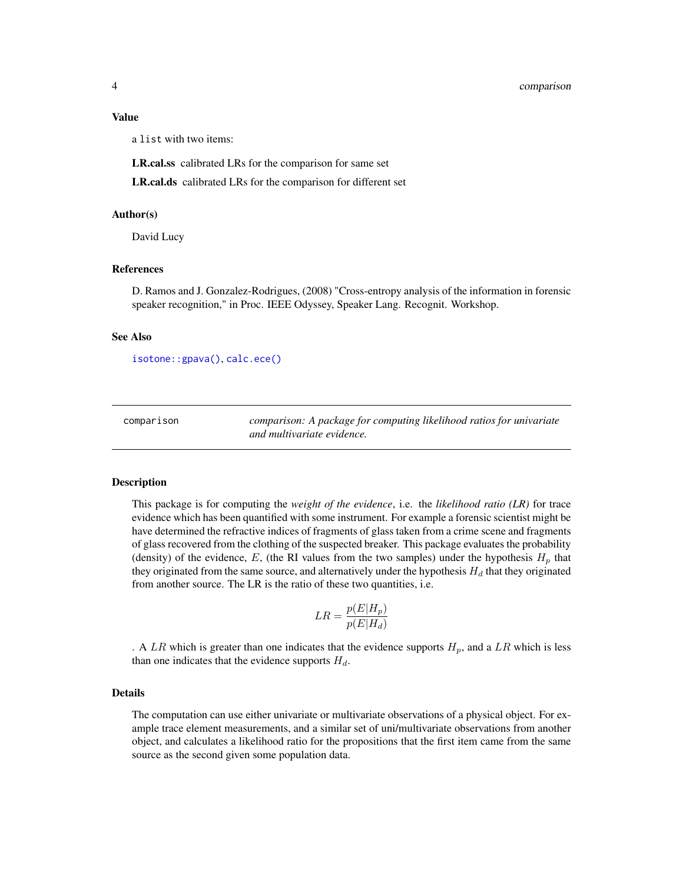### Value

a `list` with two items:

**LR.cal.ss** calibrated LRs for the comparison for same set

**LR.cal.ds** calibrated LRs for the comparison for different set

### Author(s)

David Lucy

### References

D. Ramos and J. Gonzalez-Rodrigues, (2008) "Cross-entropy analysis of the information in forensic speaker recognition," in Proc. IEEE Odyssey, Speaker Lang. Recognit. Workshop.

### See Also

`isotone::gpava()`, `calc.ece()`

---

## comparison — *comparison: A package for computing likelihood ratios for univariate and multivariate evidence.*

---

### Description

This package is for computing the *weight of the evidence*, i.e. the *likelihood ratio (LR)* for trace evidence which has been quantified with some instrument. For example a forensic scientist might be have determined the refractive indices of fragments of glass taken from a crime scene and fragments of glass recovered from the clothing of the suspected breaker. This package evaluates the probability (density) of the evidence, $E$, (the RI values from the two samples) under the hypothesis $H_p$ that they originated from the same source, and alternatively under the hypothesis $H_d$ that they originated from another source. The LR is the ratio of these two quantities, i.e.

$$LR = \frac{p(E|H_p)}{p(E|H_d)}$$

. A $LR$ which is greater than one indicates that the evidence supports $H_p$, and a $LR$ which is less than one indicates that the evidence supports $H_d$.

### Details

The computation can use either univariate or multivariate observations of a physical object. For example trace element measurements, and a similar set of uni/multivariate observations from another object, and calculates a likelihood ratio for the propositions that the first item came from the same source as the second given some population data.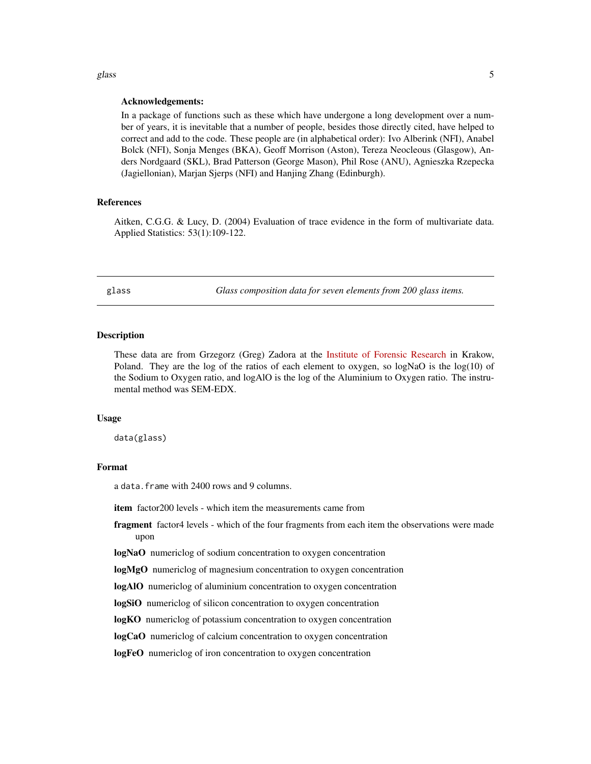**Acknowledgements:**

In a package of functions such as these which have undergone a long development over a number of years, it is inevitable that a number of people, besides those directly cited, have helped to correct and add to the code. These people are (in alphabetical order): Ivo Alberink (NFI), Anabel Bolck (NFI), Sonja Menges (BKA), Geoff Morrison (Aston), Tereza Neocleous (Glasgow), Anders Nordgaard (SKL), Brad Patterson (George Mason), Phil Rose (ANU), Agnieszka Rzepecka (Jagiellonian), Marjan Sjerps (NFI) and Hanjing Zhang (Edinburgh).

### References

Aitken, C.G.G. & Lucy, D. (2004) Evaluation of trace evidence in the form of multivariate data. Applied Statistics: 53(1):109-122.

---

## glass — *Glass composition data for seven elements from 200 glass items.*

---

### Description

These data are from Grzegorz (Greg) Zadora at the Institute of Forensic Research in Krakow, Poland. They are the log of the ratios of each element to oxygen, so logNaO is the log(10) of the Sodium to Oxygen ratio, and logAlO is the log of the Aluminium to Oxygen ratio. The instrumental method was SEM-EDX.

### Usage

```
data(glass)
```

### Format

a `data.frame` with 2400 rows and 9 columns.

**item** factor200 levels - which item the measurements came from

**fragment** factor4 levels - which of the four fragments from each item the observations were made upon

**logNaO** numericlog of sodium concentration to oxygen concentration

**logMgO** numericlog of magnesium concentration to oxygen concentration

**logAlO** numericlog of aluminium concentration to oxygen concentration

**logSiO** numericlog of silicon concentration to oxygen concentration

**logKO** numericlog of potassium concentration to oxygen concentration

**logCaO** numericlog of calcium concentration to oxygen concentration

**logFeO** numericlog of iron concentration to oxygen concentration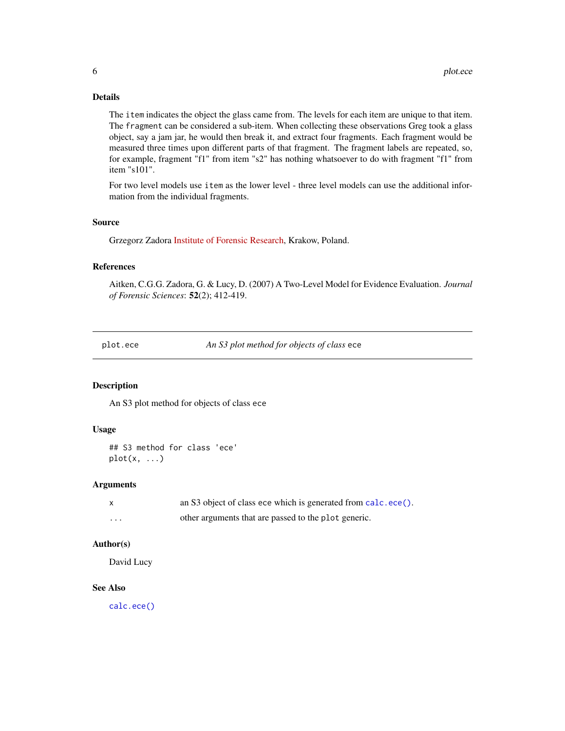### Details

The `item` indicates the object the glass came from. The levels for each item are unique to that item. The `fragment` can be considered a sub-item. When collecting these observations Greg took a glass object, say a jam jar, he would then break it, and extract four fragments. Each fragment would be measured three times upon different parts of that fragment. The fragment labels are repeated, so, for example, fragment "f1" from item "s2" has nothing whatsoever to do with fragment "f1" from item "s101".

For two level models use `item` as the lower level - three level models can use the additional information from the individual fragments.

### Source

Grzegorz Zadora Institute of Forensic Research, Krakow, Poland.

### References

Aitken, C.G.G. Zadora, G. & Lucy, D. (2007) A Two-Level Model for Evidence Evaluation. *Journal of Forensic Sciences*: **52**(2); 412-419.

---

## plot.ece — *An S3 plot method for objects of class* `ece`

### Description

An S3 plot method for objects of class `ece`

### Usage

```
## S3 method for class 'ece'
plot(x, ...)
```

### Arguments

| | |
|---|---|
| `x` | an S3 object of class `ece` which is generated from `calc.ece()`. |
| `...` | other arguments that are passed to the `plot` generic. |

### Author(s)

David Lucy

### See Also

`calc.ece()`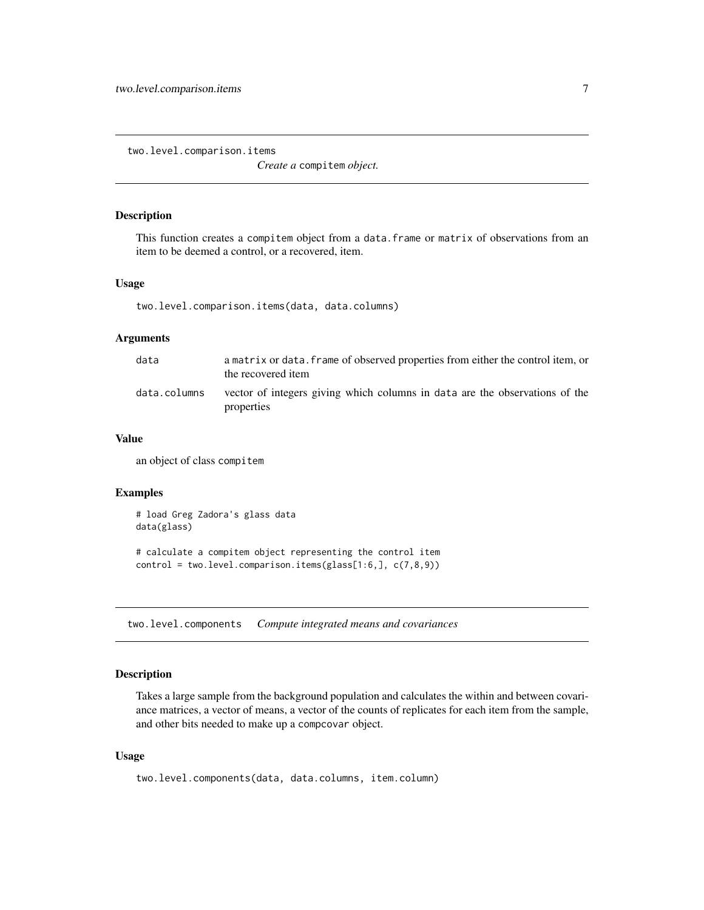## two.level.comparison.items — *Create a* `compitem` *object.*

### Description

This function creates a `compitem` object from a `data.frame` or `matrix` of observations from an item to be deemed a control, or a recovered, item.

### Usage

```
two.level.comparison.items(data, data.columns)
```

### Arguments

| | |
|---|---|
| `data` | a `matrix` or `data.frame` of observed properties from either the control item, or the recovered item |
| `data.columns` | vector of integers giving which columns in `data` are the observations of the properties |

### Value

an object of class `compitem`

### Examples

```
# load Greg Zadora's glass data
data(glass)

# calculate a compitem object representing the control item
control = two.level.comparison.items(glass[1:6,], c(7,8,9))
```

## two.level.components — *Compute integrated means and covariances*

### Description

Takes a large sample from the background population and calculates the within and between covariance matrices, a vector of means, a vector of the counts of replicates for each item from the sample, and other bits needed to make up a `compcovar` object.

### Usage

```
two.level.components(data, data.columns, item.column)
```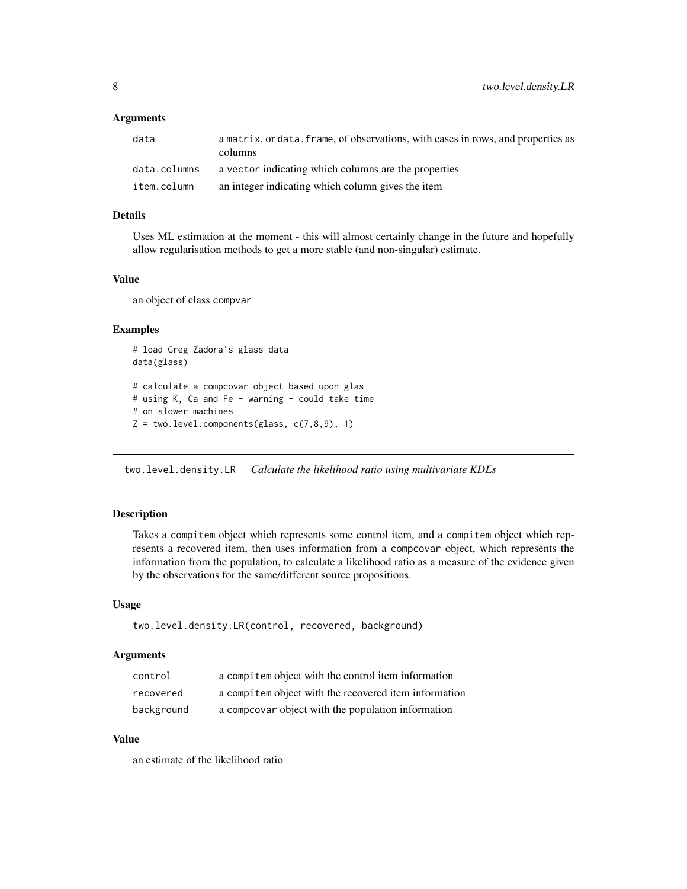### Arguments

| | |
|---|---|
| data | a matrix, or data.frame, of observations, with cases in rows, and properties as columns |
| data.columns | a vector indicating which columns are the properties |
| item.column | an integer indicating which column gives the item |

### Details

Uses ML estimation at the moment - this will almost certainly change in the future and hopefully allow regularisation methods to get a more stable (and non-singular) estimate.

### Value

an object of class compvar

### Examples

```
# load Greg Zadora's glass data
data(glass)

# calculate a compcovar object based upon glas
# using K, Ca and Fe - warning - could take time
# on slower machines
Z = two.level.components(glass, c(7,8,9), 1)
```

## two.level.density.LR *Calculate the likelihood ratio using multivariate KDEs*

### Description

Takes a compitem object which represents some control item, and a compitem object which represents a recovered item, then uses information from a compcovar object, which represents the information from the population, to calculate a likelihood ratio as a measure of the evidence given by the observations for the same/different source propositions.

### Usage

```
two.level.density.LR(control, recovered, background)
```

### Arguments

| | |
|---|---|
| control | a compitem object with the control item information |
| recovered | a compitem object with the recovered item information |
| background | a compcovar object with the population information |

### Value

an estimate of the likelihood ratio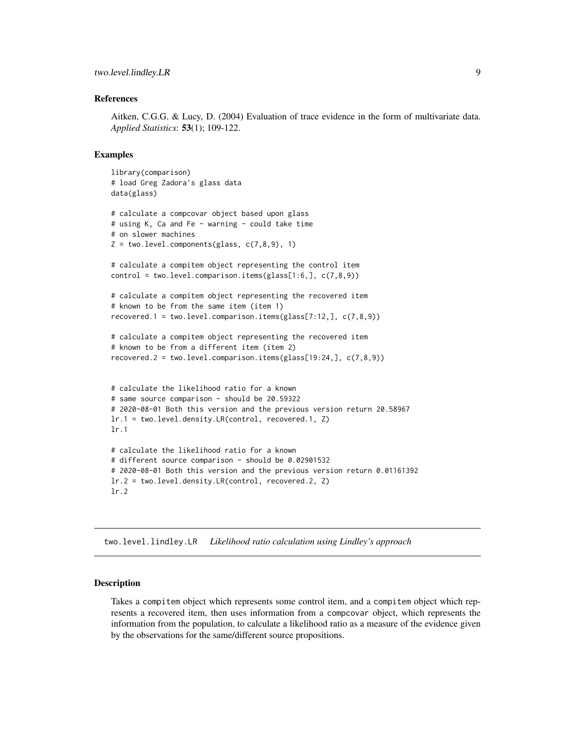## References

Aitken, C.G.G. & Lucy, D. (2004) Evaluation of trace evidence in the form of multivariate data. *Applied Statistics*: **53**(1); 109-122.

## Examples

```
library(comparison)
# load Greg Zadora's glass data
data(glass)

# calculate a compcovar object based upon glass
# using K, Ca and Fe - warning - could take time
# on slower machines
Z = two.level.components(glass, c(7,8,9), 1)

# calculate a compitem object representing the control item
control = two.level.comparison.items(glass[1:6,], c(7,8,9))

# calculate a compitem object representing the recovered item
# known to be from the same item (item 1)
recovered.1 = two.level.comparison.items(glass[7:12,], c(7,8,9))

# calculate a compitem object representing the recovered item
# known to be from a different item (item 2)
recovered.2 = two.level.comparison.items(glass[19:24,], c(7,8,9))


# calculate the likelihood ratio for a known
# same source comparison - should be 20.59322
# 2020-08-01 Both this version and the previous version return 20.58967
lr.1 = two.level.density.LR(control, recovered.1, Z)
lr.1

# calculate the likelihood ratio for a known
# different source comparison - should be 0.02901532
# 2020-08-01 Both this version and the previous version return 0.01161392
lr.2 = two.level.density.LR(control, recovered.2, Z)
lr.2
```

---

# two.level.lindley.LR *Likelihood ratio calculation using Lindley's approach*

## Description

Takes a compitem object which represents some control item, and a compitem object which represents a recovered item, then uses information from a compcovar object, which represents the information from the population, to calculate a likelihood ratio as a measure of the evidence given by the observations for the same/different source propositions.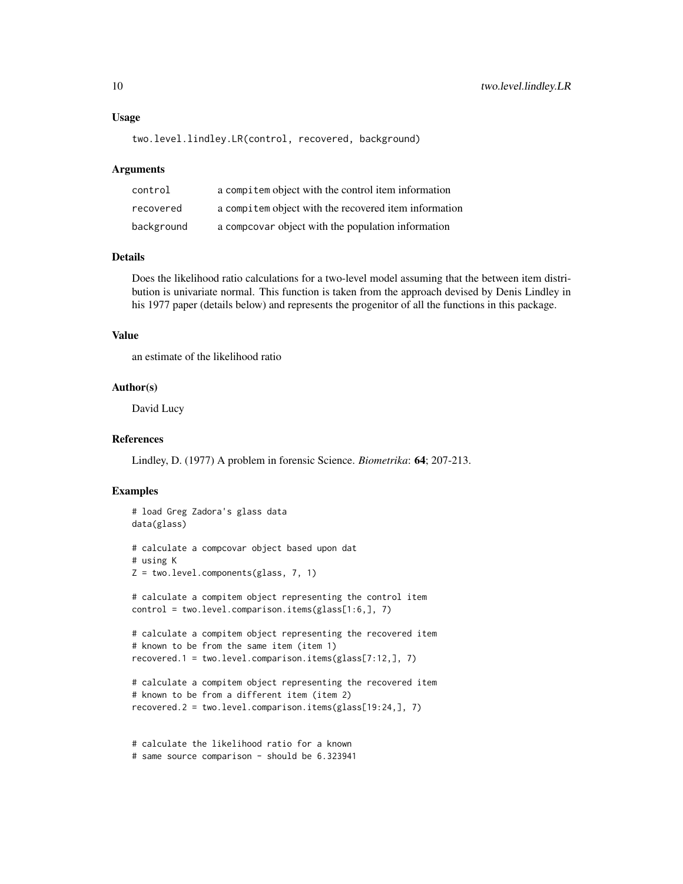### Usage

```
two.level.lindley.LR(control, recovered, background)
```

### Arguments

| | |
|---|---|
| control | a compitem object with the control item information |
| recovered | a compitem object with the recovered item information |
| background | a compcovar object with the population information |

### Details

Does the likelihood ratio calculations for a two-level model assuming that the between item distribution is univariate normal. This function is taken from the approach devised by Denis Lindley in his 1977 paper (details below) and represents the progenitor of all the functions in this package.

### Value

an estimate of the likelihood ratio

### Author(s)

David Lucy

### References

Lindley, D. (1977) A problem in forensic Science. *Biometrika*: **64**; 207-213.

### Examples

```
# load Greg Zadora's glass data
data(glass)

# calculate a compcovar object based upon dat
# using K
Z = two.level.components(glass, 7, 1)

# calculate a compitem object representing the control item
control = two.level.comparison.items(glass[1:6,], 7)

# calculate a compitem object representing the recovered item
# known to be from the same item (item 1)
recovered.1 = two.level.comparison.items(glass[7:12,], 7)

# calculate a compitem object representing the recovered item
# known to be from a different item (item 2)
recovered.2 = two.level.comparison.items(glass[19:24,], 7)


# calculate the likelihood ratio for a known
# same source comparison - should be 6.323941
```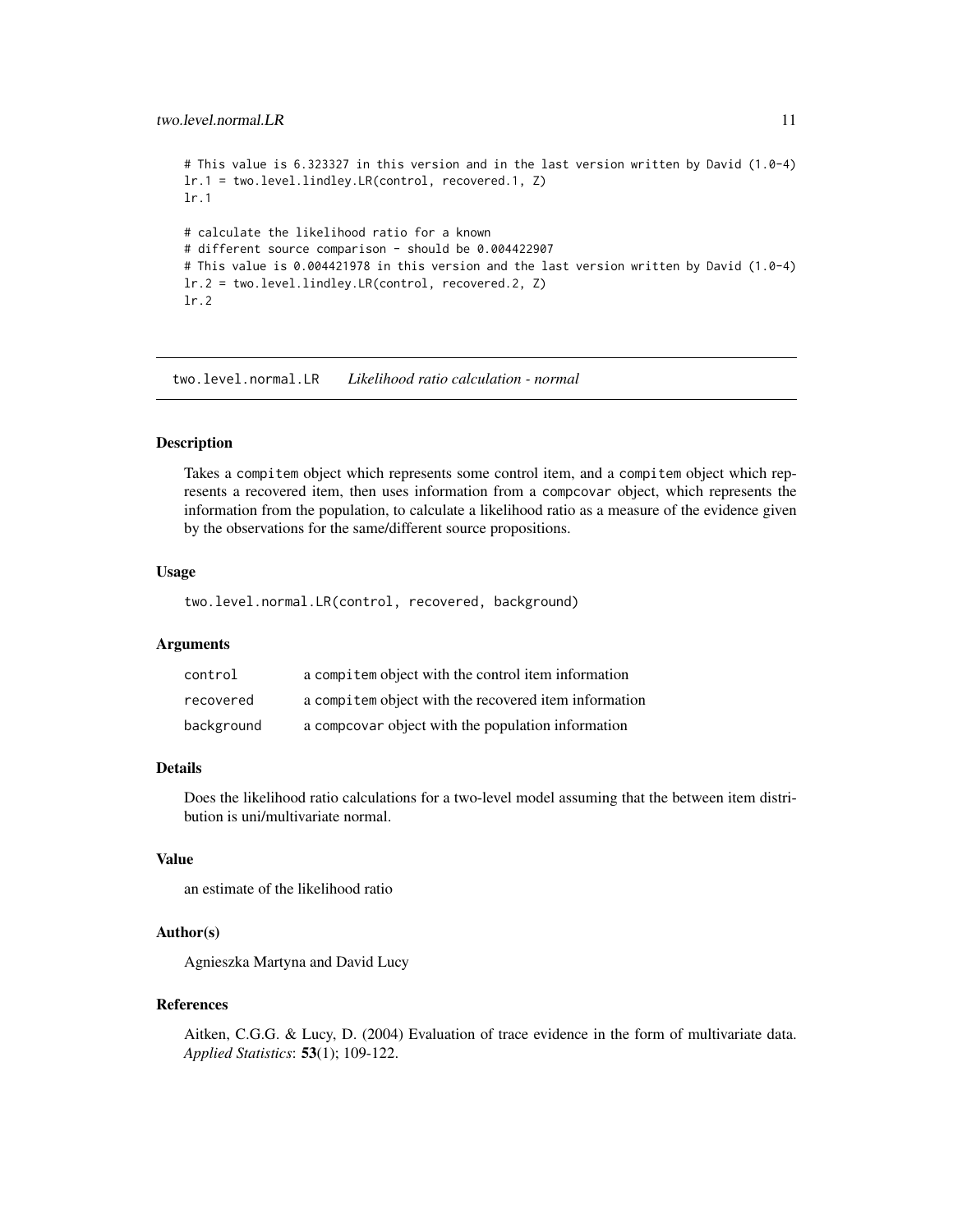```
# This value is 6.323327 in this version and in the last version written by David (1.0-4)
lr.1 = two.level.lindley.LR(control, recovered.1, Z)
lr.1

# calculate the likelihood ratio for a known
# different source comparison - should be 0.004422907
# This value is 0.004421978 in this version and the last version written by David (1.0-4)
lr.2 = two.level.lindley.LR(control, recovered.2, Z)
lr.2
```

---

## two.level.normal.LR *Likelihood ratio calculation - normal*

---

### Description

Takes a compitem object which represents some control item, and a compitem object which represents a recovered item, then uses information from a compcovar object, which represents the information from the population, to calculate a likelihood ratio as a measure of the evidence given by the observations for the same/different source propositions.

### Usage

```
two.level.normal.LR(control, recovered, background)
```

### Arguments

| | |
|---|---|
| control | a compitem object with the control item information |
| recovered | a compitem object with the recovered item information |
| background | a compcovar object with the population information |

### Details

Does the likelihood ratio calculations for a two-level model assuming that the between item distribution is uni/multivariate normal.

### Value

an estimate of the likelihood ratio

### Author(s)

Agnieszka Martyna and David Lucy

### References

Aitken, C.G.G. & Lucy, D. (2004) Evaluation of trace evidence in the form of multivariate data. *Applied Statistics*: **53**(1); 109-122.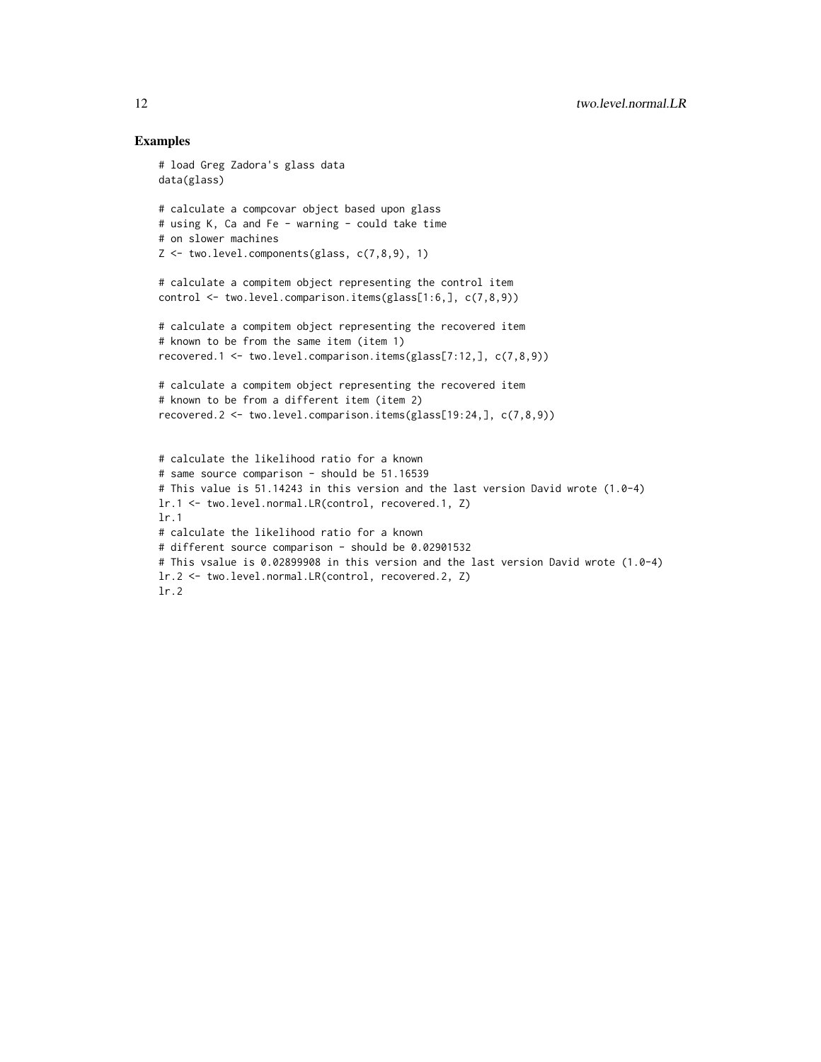## Examples

```
# load Greg Zadora's glass data
data(glass)

# calculate a compcovar object based upon glass
# using K, Ca and Fe - warning - could take time
# on slower machines
Z <- two.level.components(glass, c(7,8,9), 1)

# calculate a compitem object representing the control item
control <- two.level.comparison.items(glass[1:6,], c(7,8,9))

# calculate a compitem object representing the recovered item
# known to be from the same item (item 1)
recovered.1 <- two.level.comparison.items(glass[7:12,], c(7,8,9))

# calculate a compitem object representing the recovered item
# known to be from a different item (item 2)
recovered.2 <- two.level.comparison.items(glass[19:24,], c(7,8,9))


# calculate the likelihood ratio for a known
# same source comparison - should be 51.16539
# This value is 51.14243 in this version and the last version David wrote (1.0-4)
lr.1 <- two.level.normal.LR(control, recovered.1, Z)
lr.1
# calculate the likelihood ratio for a known
# different source comparison - should be 0.02901532
# This vsalue is 0.02899908 in this version and the last version David wrote (1.0-4)
lr.2 <- two.level.normal.LR(control, recovered.2, Z)
lr.2
```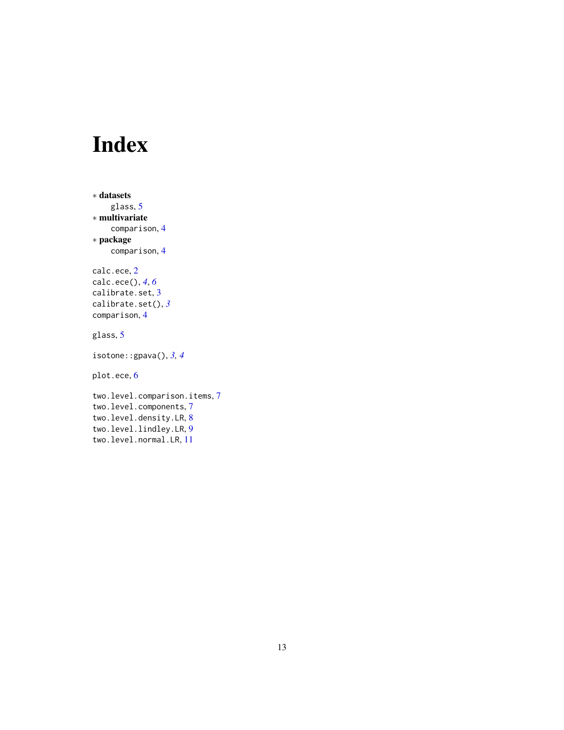# Index

∗ **datasets**
    glass, 5
∗ **multivariate**
    comparison, 4
∗ **package**
    comparison, 4

calc.ece, 2
calc.ece(), *4*, *6*
calibrate.set, 3
calibrate.set(), *3*
comparison, 4

glass, 5

isotone::gpava(), *3, 4*

plot.ece, 6

two.level.comparison.items, 7
two.level.components, 7
two.level.density.LR, 8
two.level.lindley.LR, 9
two.level.normal.LR, 11